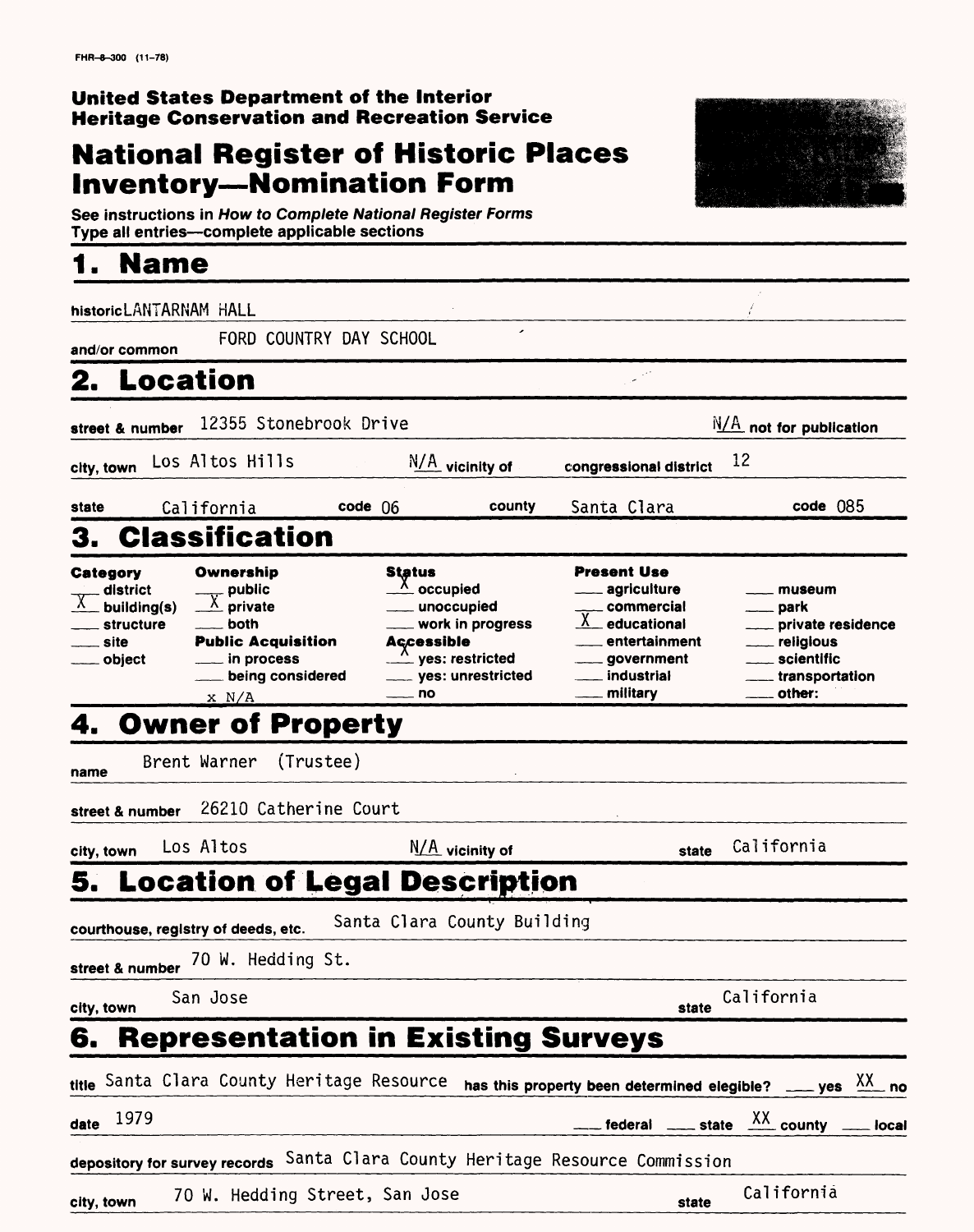FHR-8-300 (11-78)

**United States Department of the Interior**
**Heritage Conservation and Recreation Service**

# National Register of Historic Places Inventory—Nomination Form

See instructions in *How to Complete National Register Forms*
Type all entries—complete applicable sections

## 1. Name

historic LANTARNAM HALL

and/or common FORD COUNTRY DAY SCHOOL

## 2. Location

street & number 12355 Stonebrook Drive — N/A not for publication

city, town Los Altos Hills — N/A vicinity of — congressional district 12

state California — code 06 — county Santa Clara — code 085

## 3. Classification

| Category | Ownership | Status | Present Use | |
|---|---|---|---|---|
| ___ district | ___ public | X occupied | ___ agriculture | ___ museum |
| X building(s) | X private | ___ unoccupied | ___ commercial | ___ park |
| ___ structure | ___ both | ___ work in progress | X educational | ___ private residence |
| ___ site | **Public Acquisition** | **Accessible** | ___ entertainment | ___ religious |
| ___ object | ___ in process | X yes: restricted | ___ government | ___ scientific |
| | ___ being considered | ___ yes: unrestricted | ___ industrial | ___ transportation |
| | x N/A | ___ no | ___ military | ___ other: |

## 4. Owner of Property

name Brent Warner (Trustee)

street & number 26210 Catherine Court

city, town Los Altos — N/A vicinity of — state California

## 5. Location of Legal Description

courthouse, registry of deeds, etc. Santa Clara County Building

street & number 70 W. Hedding St.

city, town San Jose — state California

## 6. Representation in Existing Surveys

title Santa Clara County Heritage Resource — has this property been determined elegible? ___ yes XX no

date 1979 — ___ federal ___ state XX county ___ local

depository for survey records Santa Clara County Heritage Resource Commission

city, town 70 W. Hedding Street, San Jose — state California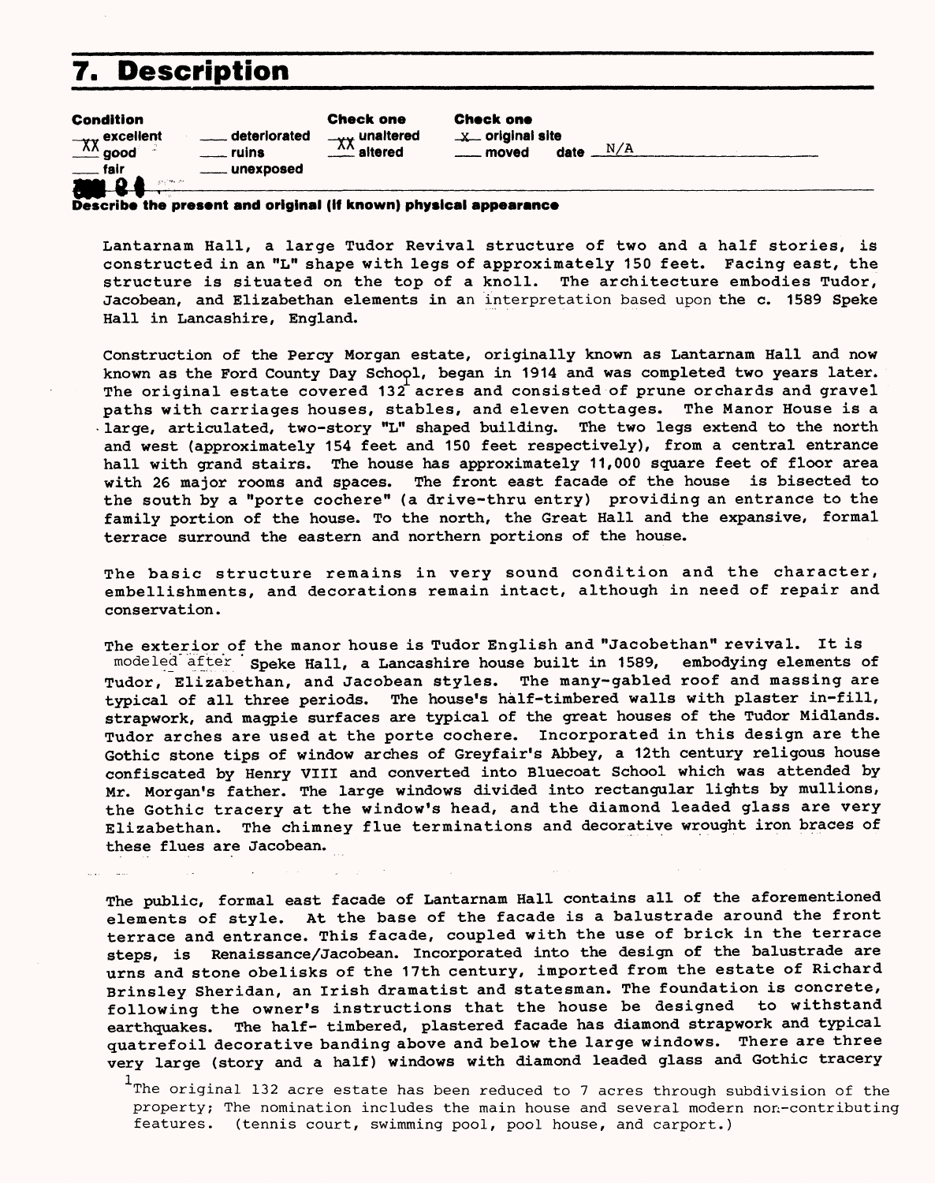# 7. Description

**Condition**
XX excellent
XX good
___ fair
___ deteriorated
___ ruins
___ unexposed

**Check one**
XX unaltered
XX altered

**Check one**
x original site
___ moved date N/A

**Describe the present and original (if known) physical appearance**

Lantarnam Hall, a large Tudor Revival structure of two and a half stories, is constructed in an "L" shape with legs of approximately 150 feet. Facing east, the structure is situated on the top of a knoll. The architecture embodies Tudor, Jacobean, and Elizabethan elements in an interpretation based upon the c. 1589 Speke Hall in Lancashire, England.

Construction of the Percy Morgan estate, originally known as Lantarnam Hall and now known as the Ford County Day School, began in 1914 and was completed two years later. The original estate covered 132[1] acres and consisted of prune orchards and gravel paths with carriages houses, stables, and eleven cottages. The Manor House is a large, articulated, two-story "L" shaped building. The two legs extend to the north and west (approximately 154 feet and 150 feet respectively), from a central entrance hall with grand stairs. The house has approximately 11,000 square feet of floor area with 26 major rooms and spaces. The front east facade of the house is bisected to the south by a "porte cochere" (a drive-thru entry) providing an entrance to the family portion of the house. To the north, the Great Hall and the expansive, formal terrace surround the eastern and northern portions of the house.

The basic structure remains in very sound condition and the character, embellishments, and decorations remain intact, although in need of repair and conservation.

The exterior of the manor house is Tudor English and "Jacobethan" revival. It is modeled after Speke Hall, a Lancashire house built in 1589, embodying elements of Tudor, Elizabethan, and Jacobean styles. The many-gabled roof and massing are typical of all three periods. The house's half-timbered walls with plaster in-fill, strapwork, and magpie surfaces are typical of the great houses of the Tudor Midlands. Tudor arches are used at the porte cochere. Incorporated in this design are the Gothic stone tips of window arches of Greyfair's Abbey, a 12th century religous house confiscated by Henry VIII and converted into Bluecoat School which was attended by Mr. Morgan's father. The large windows divided into rectangular lights by mullions, the Gothic tracery at the window's head, and the diamond leaded glass are very Elizabethan. The chimney flue terminations and decorative wrought iron braces of these flues are Jacobean.

The public, formal east facade of Lantarnam Hall contains all of the aforementioned elements of style. At the base of the facade is a balustrade around the front terrace and entrance. This facade, coupled with the use of brick in the terrace steps, is Renaissance/Jacobean. Incorporated into the design of the balustrade are urns and stone obelisks of the 17th century, imported from the estate of Richard Brinsley Sheridan, an Irish dramatist and statesman. The foundation is concrete, following the owner's instructions that the house be designed to withstand earthquakes. The half- timbered, plastered facade has diamond strapwork and typical quatrefoil decorative banding above and below the large windows. There are three very large (story and a half) windows with diamond leaded glass and Gothic tracery

[1] The original 132 acre estate has been reduced to 7 acres through subdivision of the property; The nomination includes the main house and several modern non-contributing features. (tennis court, swimming pool, pool house, and carport.)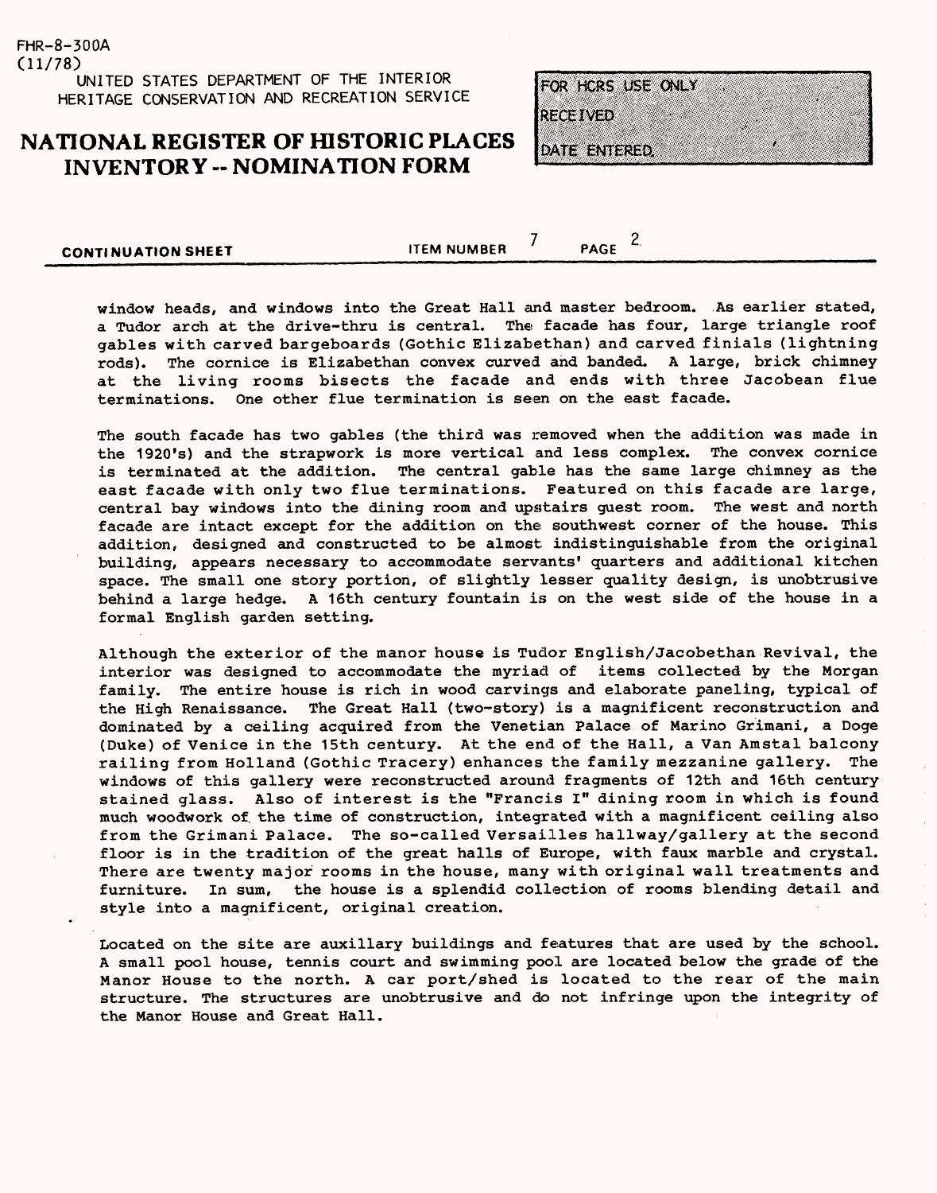FHR-8-300A
(11/78)

UNITED STATES DEPARTMENT OF THE INTERIOR
HERITAGE CONSERVATION AND RECREATION SERVICE

# NATIONAL REGISTER OF HISTORIC PLACES INVENTORY -- NOMINATION FORM

FOR HCRS USE ONLY
RECEIVED
DATE ENTERED

**CONTINUATION SHEET** ITEM NUMBER 7 PAGE 2

window heads, and windows into the Great Hall and master bedroom. As earlier stated, a Tudor arch at the drive-thru is central. The facade has four, large triangle roof gables with carved bargeboards (Gothic Elizabethan) and carved finials (lightning rods). The cornice is Elizabethan convex curved and banded. A large, brick chimney at the living rooms bisects the facade and ends with three Jacobean flue terminations. One other flue termination is seen on the east facade.

The south facade has two gables (the third was removed when the addition was made in the 1920's) and the strapwork is more vertical and less complex. The convex cornice is terminated at the addition. The central gable has the same large chimney as the east facade with only two flue terminations. Featured on this facade are large, central bay windows into the dining room and upstairs guest room. The west and north facade are intact except for the addition on the southwest corner of the house. This addition, designed and constructed to be almost indistinguishable from the original building, appears necessary to accommodate servants' quarters and additional kitchen space. The small one story portion, of slightly lesser quality design, is unobtrusive behind a large hedge. A 16th century fountain is on the west side of the house in a formal English garden setting.

Although the exterior of the manor house is Tudor English/Jacobethan Revival, the interior was designed to accommodate the myriad of items collected by the Morgan family. The entire house is rich in wood carvings and elaborate paneling, typical of the High Renaissance. The Great Hall (two-story) is a magnificent reconstruction and dominated by a ceiling acquired from the Venetian Palace of Marino Grimani, a Doge (Duke) of Venice in the 15th century. At the end of the Hall, a Van Amstal balcony railing from Holland (Gothic Tracery) enhances the family mezzanine gallery. The windows of this gallery were reconstructed around fragments of 12th and 16th century stained glass. Also of interest is the "Francis I" dining room in which is found much woodwork of the time of construction, integrated with a magnificent ceiling also from the Grimani Palace. The so-called Versailles hallway/gallery at the second floor is in the tradition of the great halls of Europe, with faux marble and crystal. There are twenty major rooms in the house, many with original wall treatments and furniture. In sum, the house is a splendid collection of rooms blending detail and style into a magnificent, original creation.

Located on the site are auxillary buildings and features that are used by the school. A small pool house, tennis court and swimming pool are located below the grade of the Manor House to the north. A car port/shed is located to the rear of the main structure. The structures are unobtrusive and do not infringe upon the integrity of the Manor House and Great Hall.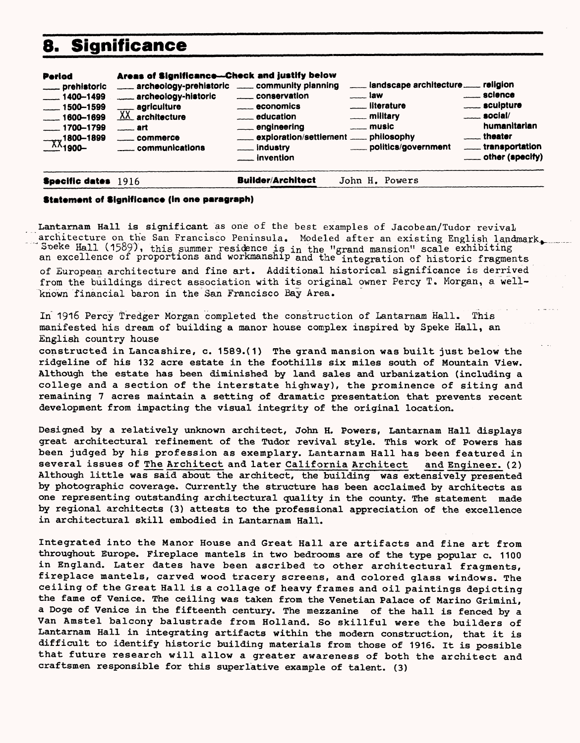# 8. Significance

| Period | Areas of Significance—Check and justify below | | | |
|---|---|---|---|---|
| ___ prehistoric | ___ archeology-prehistoric | ___ community planning | ___ landscape architecture | ___ religion |
| ___ 1400–1499 | ___ archeology-historic | ___ conservation | ___ law | ___ science |
| ___ 1500–1599 | ___ agriculture | ___ economics | ___ literature | ___ sculpture |
| ___ 1600–1699 | XX architecture | ___ education | ___ military | ___ social/humanitarian |
| ___ 1700–1799 | ___ art | ___ engineering | ___ music | ___ theater |
| ___ 1800–1899 | ___ commerce | ___ exploration/settlement | ___ philosophy | ___ transportation |
| XX 1900– | ___ communications | ___ industry | ___ politics/government | ___ other (specify) |
| | | ___ invention | | |

**Specific dates** 1916 **Builder/Architect** John H. Powers

**Statement of Significance (in one paragraph)**

Lantarnam Hall is significant as one of the best examples of Jacobean/Tudor revival architecture on the San Francisco Peninsula. Modeled after an existing English landmark, Speke Hall (1589), this summer residence is in the "grand mansion" scale exhibiting an excellence of proportions and workmanship and the integration of historic fragments of European architecture and fine art. Additional historical significance is derrived from the buildings direct association with its original owner Percy T. Morgan, a well-known financial baron in the San Francisco Bay Area.

In 1916 Percy Tredger Morgan completed the construction of Lantarnam Hall. This manifested his dream of building a manor house complex inspired by Speke Hall, an English country house constructed in Lancashire, c. 1589.(1) The grand mansion was built just below the ridgeline of his 132 acre estate in the foothills six miles south of Mountain View. Although the estate has been diminished by land sales and urbanization (including a college and a section of the interstate highway), the prominence of siting and remaining 7 acres maintain a setting of dramatic presentation that prevents recent development from impacting the visual integrity of the original location.

Designed by a relatively unknown architect, John H. Powers, Lantarnam Hall displays great architectural refinement of the Tudor revival style. This work of Powers has been judged by his profession as exemplary. Lantarnam Hall has been featured in several issues of The Architect and later California Architect and Engineer. (2) Although little was said about the architect, the building was extensively presented by photographic coverage. Currently the structure has been acclaimed by architects as one representing outstanding architectural quality in the county. The statement made by regional architects (3) attests to the professional appreciation of the excellence in architectural skill embodied in Lantarnam Hall.

Integrated into the Manor House and Great Hall are artifacts and fine art from throughout Europe. Fireplace mantels in two bedrooms are of the type popular c. 1100 in England. Later dates have been ascribed to other architectural fragments, fireplace mantels, carved wood tracery screens, and colored glass windows. The ceiling of the Great Hall is a collage of heavy frames and oil paintings depicting the fame of Venice. The ceiling was taken from the Venetian Palace of Marino Grimini, a Doge of Venice in the fifteenth century. The mezzanine of the hall is fenced by a Van Amstel balcony balustrade from Holland. So skillful were the builders of Lantarnam Hall in integrating artifacts within the modern construction, that it is difficult to identify historic building materials from those of 1916. It is possible that future research will allow a greater awareness of both the architect and craftsmen responsible for this superlative example of talent. (3)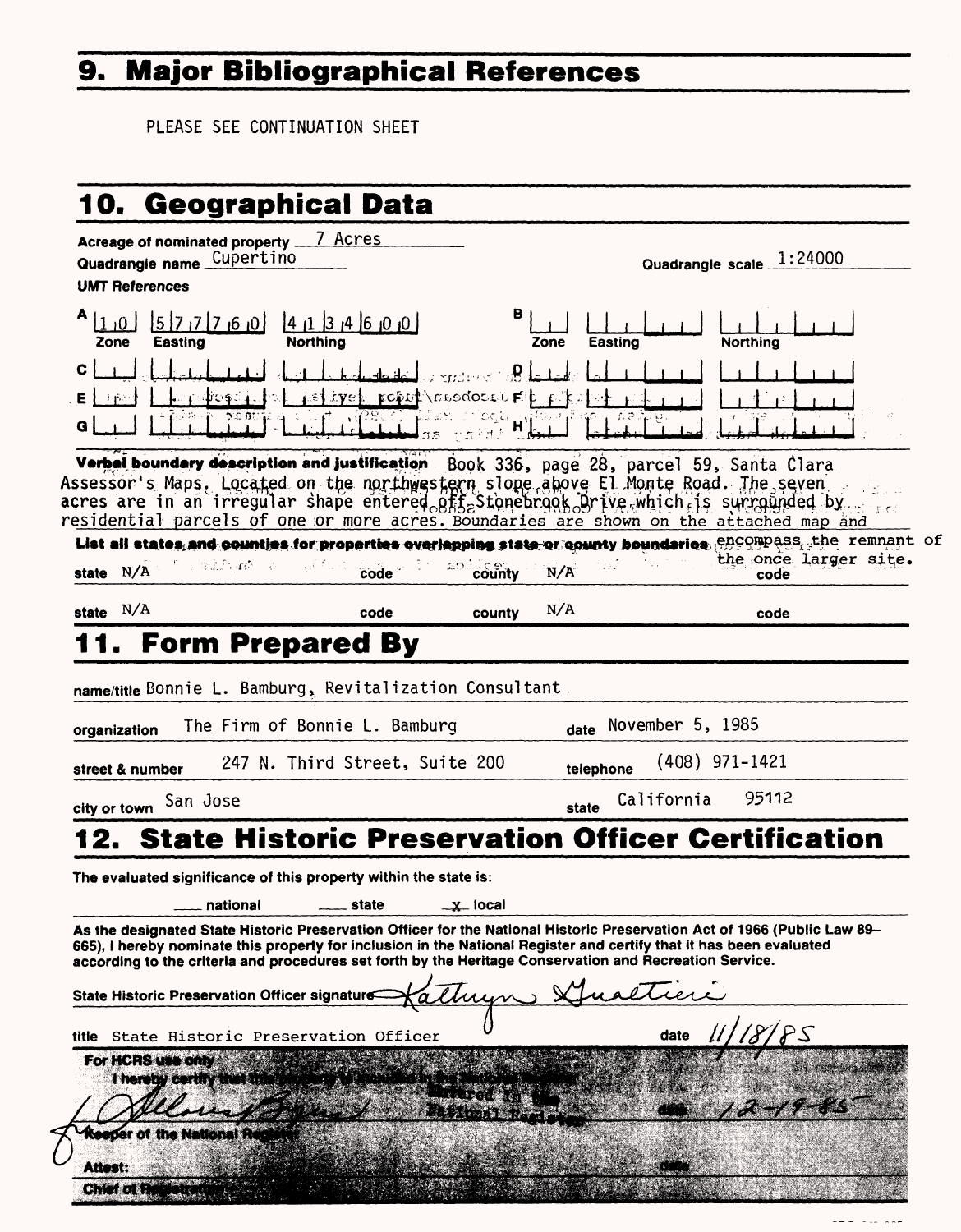# 9. Major Bibliographical References

PLEASE SEE CONTINUATION SHEET

# 10. Geographical Data

**Acreage of nominated property** 7 Acres

**Quadrangle name** Cupertino

**Quadrangle scale** 1:24000

**UMT References**

| | Zone | Easting | Northing | | Zone | Easting | Northing |
|---|---|---|---|---|---|---|---|
| A | 10 | 577760 | 4134600 | B | | | |
| C | | | | D | | | |
| E | | | | F | | | |
| G | | | | H | | | |

**Verbal boundary description and justification** Book 336, page 28, parcel 59, Santa Clara Assessor's Maps. Located on the northwestern slope above El Monte Road. The seven acres are in an irregular shape entered off Stonebrook Drive which is surrounded by residential parcels of one or more acres. Boundaries are shown on the attached map and encompass the remnant of the once larger site.

**List all states and counties for properties overlapping state or county boundaries**

| state | code | county | code |
|---|---|---|---|
| N/A | | N/A | |
| N/A | | N/A | |

# 11. Form Prepared By

**name/title** Bonnie L. Bamburg, Revitalization Consultant

**organization** The Firm of Bonnie L. Bamburg **date** November 5, 1985

**street & number** 247 N. Third Street, Suite 200 **telephone** (408) 971-1421

**city or town** San Jose **state** California 95112

# 12. State Historic Preservation Officer Certification

**The evaluated significance of this property within the state is:**

___ national ___ state _x_ local

As the designated State Historic Preservation Officer for the National Historic Preservation Act of 1966 (Public Law 89–665), I hereby nominate this property for inclusion in the National Register and certify that it has been evaluated according to the criteria and procedures set forth by the Heritage Conservation and Recreation Service.

**State Historic Preservation Officer signature** Kathryn Gualtieri

**title** State Historic Preservation Officer **date** 11/18/85

**For HCRS use only**

I hereby certify that this property is included in the National Register

Entered in the National Register

Keeper of the National Register **date** 12-19-85

**Attest:** **date**

**Chief of Registration**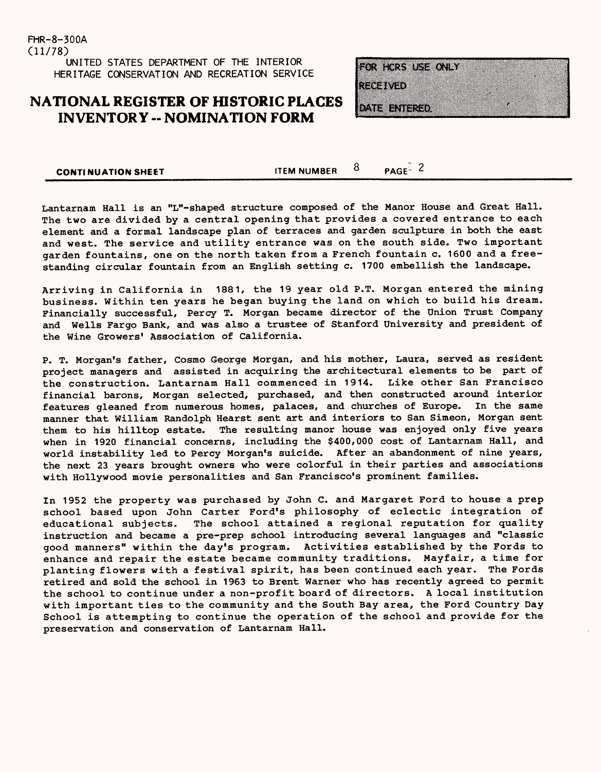FHR-8-300A
(11/78)
UNITED STATES DEPARTMENT OF THE INTERIOR
HERITAGE CONSERVATION AND RECREATION SERVICE

# NATIONAL REGISTER OF HISTORIC PLACES INVENTORY -- NOMINATION FORM

FOR HCRS USE ONLY
RECEIVED
DATE ENTERED

**CONTINUATION SHEET** ITEM NUMBER 8 PAGE 2

Lantarnam Hall is an "L"-shaped structure composed of the Manor House and Great Hall. The two are divided by a central opening that provides a covered entrance to each element and a formal landscape plan of terraces and garden sculpture in both the east and west. The service and utility entrance was on the south side. Two important garden fountains, one on the north taken from a French fountain c. 1600 and a free-standing circular fountain from an English setting c. 1700 embellish the landscape.

Arriving in California in 1881, the 19 year old P.T. Morgan entered the mining business. Within ten years he began buying the land on which to build his dream. Financially successful, Percy T. Morgan became director of the Union Trust Company and Wells Fargo Bank, and was also a trustee of Stanford University and president of the Wine Growers' Association of California.

P. T. Morgan's father, Cosmo George Morgan, and his mother, Laura, served as resident project managers and assisted in acquiring the architectural elements to be part of the construction. Lantarnam Hall commenced in 1914. Like other San Francisco financial barons, Morgan selected, purchased, and then constructed around interior features gleaned from numerous homes, palaces, and churches of Europe. In the same manner that William Randolph Hearst sent art and interiors to San Simeon, Morgan sent them to his hilltop estate. The resulting manor house was enjoyed only five years when in 1920 financial concerns, including the $400,000 cost of Lantarnam Hall, and world instability led to Percy Morgan's suicide. After an abandonment of nine years, the next 23 years brought owners who were colorful in their parties and associations with Hollywood movie personalities and San Francisco's prominent families.

In 1952 the property was purchased by John C. and Margaret Ford to house a prep school based upon John Carter Ford's philosophy of eclectic integration of educational subjects. The school attained a regional reputation for quality instruction and became a pre-prep school introducing several languages and "classic good manners" within the day's program. Activities established by the Fords to enhance and repair the estate became community traditions. Mayfair, a time for planting flowers with a festival spirit, has been continued each year. The Fords retired and sold the school in 1963 to Brent Warner who has recently agreed to permit the school to continue under a non-profit board of directors. A local institution with important ties to the community and the South Bay area, the Ford Country Day School is attempting to continue the operation of the school and provide for the preservation and conservation of Lantarnam Hall.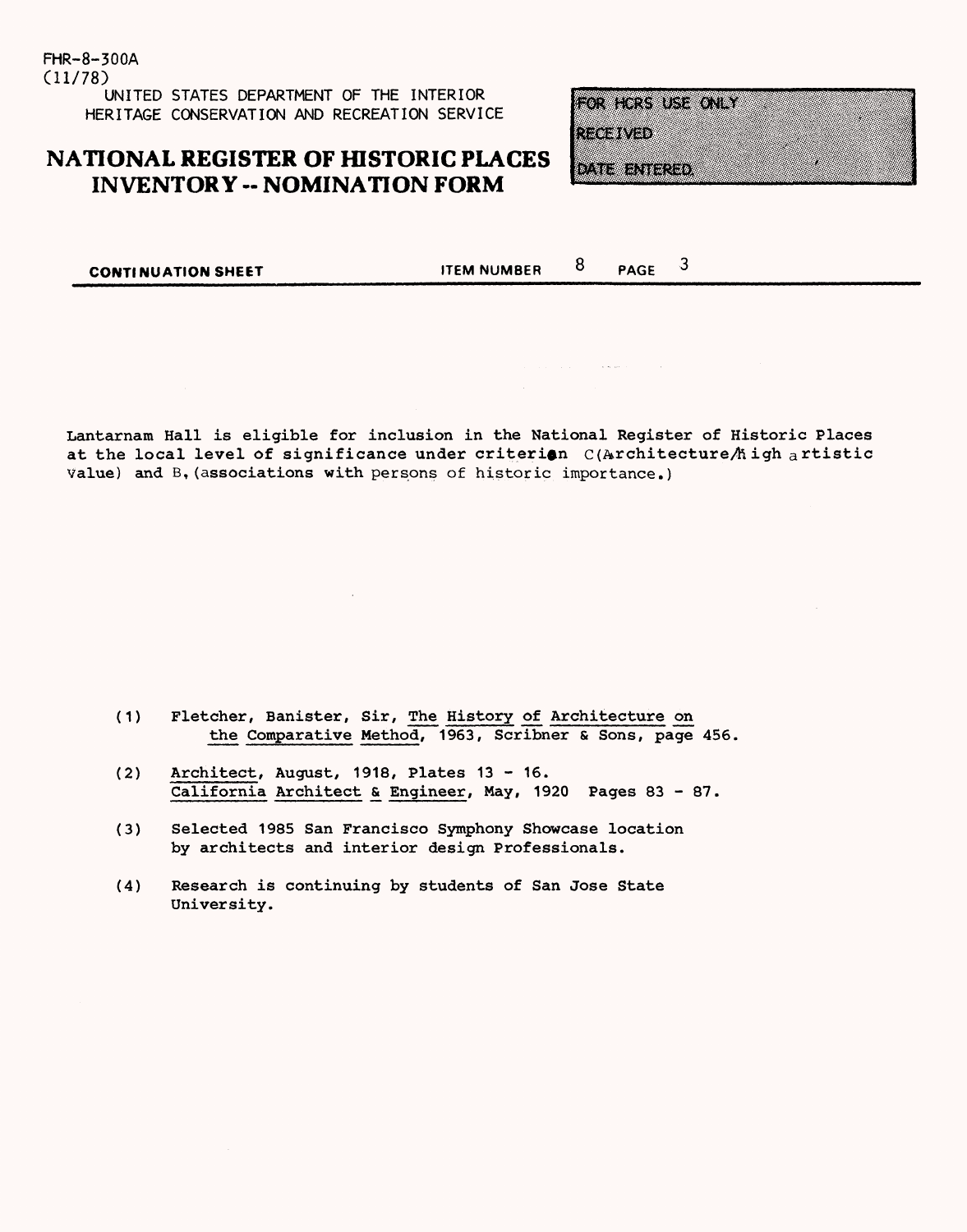FHR-8-300A
(11/78)

UNITED STATES DEPARTMENT OF THE INTERIOR
HERITAGE CONSERVATION AND RECREATION SERVICE

# NATIONAL REGISTER OF HISTORIC PLACES INVENTORY -- NOMINATION FORM

FOR HCRS USE ONLY
RECEIVED
DATE ENTERED

**CONTINUATION SHEET** ITEM NUMBER 8 PAGE 3

Lantarnam Hall is eligible for inclusion in the National Register of Historic Places at the local level of significance under criterion C(Architecture/high artistic value) and B,(associations with persons of historic importance.)

(1) Fletcher, Banister, Sir, The History of Architecture on the Comparative Method, 1963, Scribner & Sons, page 456.

(2) Architect, August, 1918, Plates 13 - 16.
California Architect & Engineer, May, 1920 Pages 83 - 87.

(3) Selected 1985 San Francisco Symphony Showcase location by architects and interior design Professionals.

(4) Research is continuing by students of San Jose State University.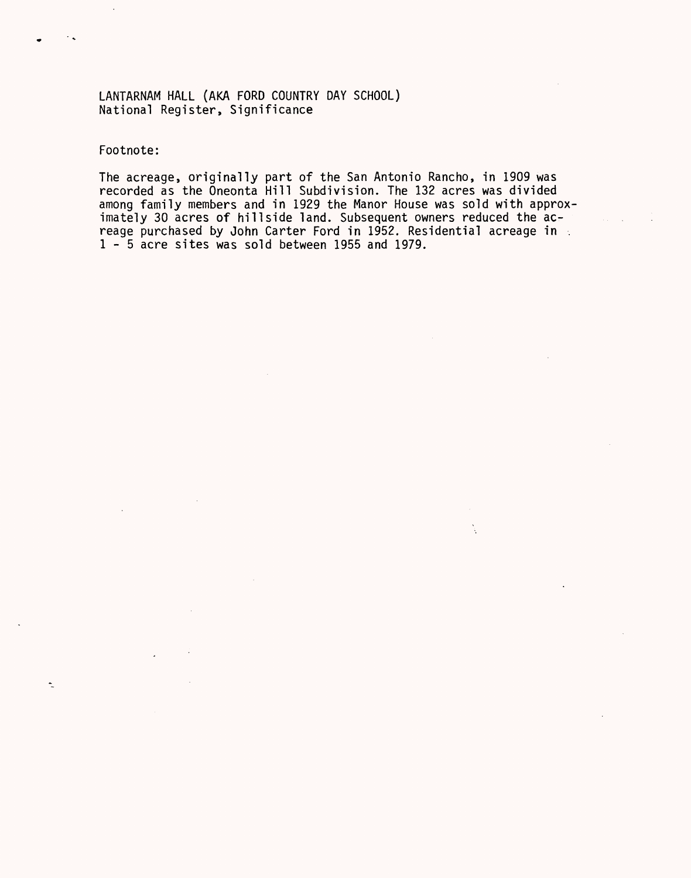LANTARNAM HALL (AKA FORD COUNTRY DAY SCHOOL)
National Register, Significance

Footnote:

The acreage, originally part of the San Antonio Rancho, in 1909 was recorded as the Oneonta Hill Subdivision. The 132 acres was divided among family members and in 1929 the Manor House was sold with approximately 30 acres of hillside land. Subsequent owners reduced the acreage purchased by John Carter Ford in 1952. Residential acreage in 1 - 5 acre sites was sold between 1955 and 1979.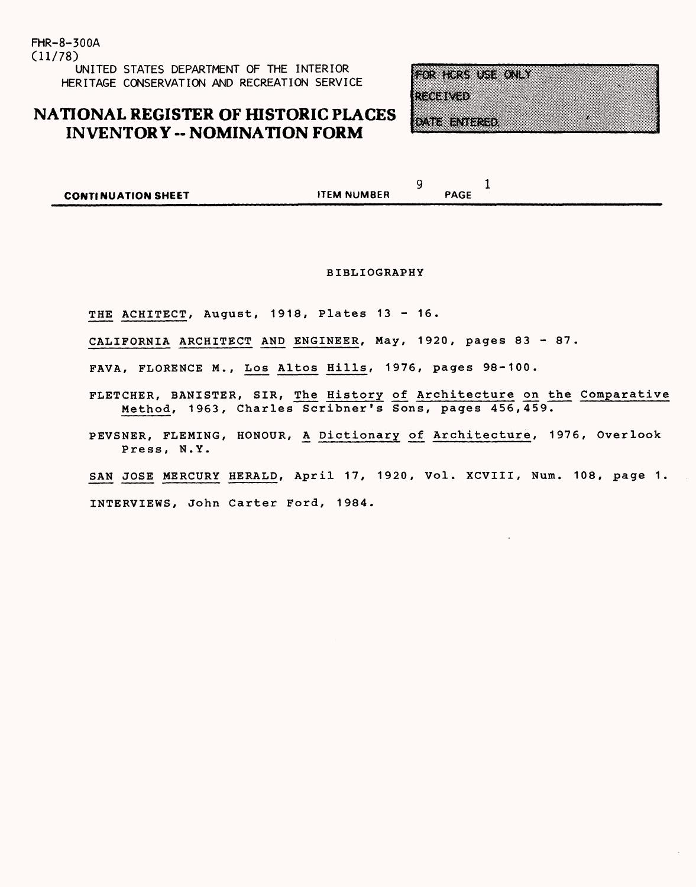FHR-8-300A
(11/78)
UNITED STATES DEPARTMENT OF THE INTERIOR
HERITAGE CONSERVATION AND RECREATION SERVICE

# NATIONAL REGISTER OF HISTORIC PLACES INVENTORY -- NOMINATION FORM

FOR HCRS USE ONLY
RECEIVED
DATE ENTERED

**CONTINUATION SHEET** ITEM NUMBER 9 PAGE 1

## BIBLIOGRAPHY

THE ACHITECT, August, 1918, Plates 13 - 16.

CALIFORNIA ARCHITECT AND ENGINEER, May, 1920, pages 83 - 87.

FAVA, FLORENCE M., Los Altos Hills, 1976, pages 98-100.

FLETCHER, BANISTER, SIR, The History of Architecture on the Comparative Method, 1963, Charles Scribner's Sons, pages 456,459.

PEVSNER, FLEMING, HONOUR, A Dictionary of Architecture, 1976, Overlook Press, N.Y.

SAN JOSE MERCURY HERALD, April 17, 1920, Vol. XCVIII, Num. 108, page 1.

INTERVIEWS, John Carter Ford, 1984.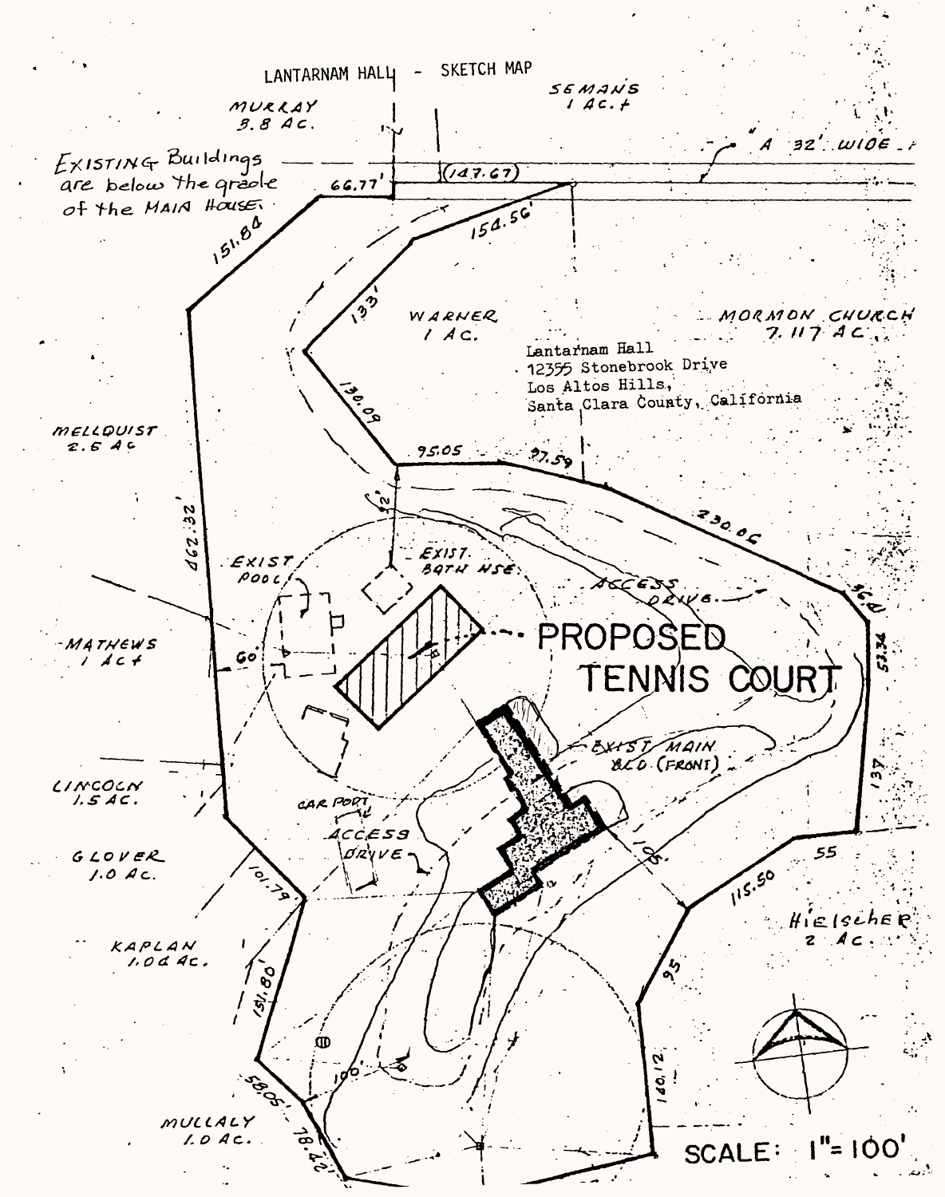LANTARNAM HALL - SKETCH MAP

MURRAY
3.8 AC.

SEMANS
1 AC.+

"A 32' WIDE

EXISTING Buildings are below the grade of the MAIN HOUSE.

66.77'

(147.67)

154.56'

151.84

133'

WARNER
1 AC.

MORMON CHURCH
7.117 AC.

Lantarnam Hall
12355 Stonebrook Drive
Los Altos Hills,
Santa Clara County, California

MELLQUIST
2.6 AC

130.09

95.05

97.59

230.06

462.32

EXIST POOL

EXIST. BATH HSE

ACCESS DRIVE

56.41

53.34

MATHEWS
1 AC+

60'

PROPOSED TENNIS COURT

EXIST MAIN BLD (FRONT)

LINCOLN
1.5 AC.

CAR PORT

ACCESS DRIVE

137

GLOVER
1.0 AC.

101.79

106'

55

115.50

Hielscher
2 AC.

KAPLAN
1.06 AC.

151.80'

95

100'

140.12

58.05'

MULLALY
1.0 AC.

78.42'

SCALE: 1"=100'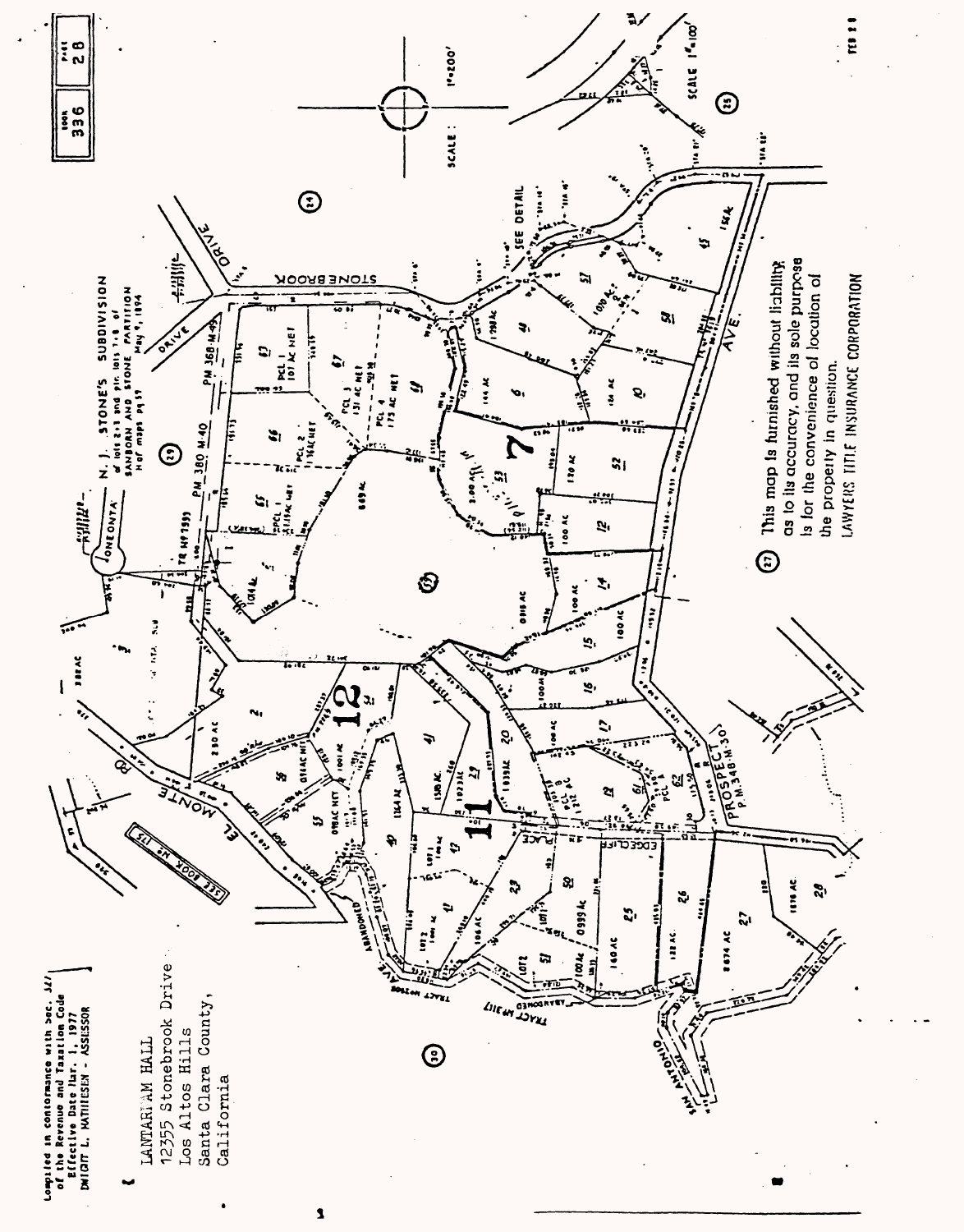Compiled in conformance with Sec. 327 of the Revenue and Taxation Code
Effective Date Mar. 1, 1977
DWIGHT L. MATHIESEN - ASSESSOR

LANTARNAM HALL
12355 Stonebrook Drive
Los Altos Hills
Santa Clara County,
California

BOOK 336 PAGE 28

N. J. STONE'S SUBDIVISION
of lots 2 & 3 and ptn. lots 7 & 8 of
SANBORN AND STONE PARTITION
H of maps pg 37 May 4, 1894

SCALE: 1"=200'

SCALE 1"=100'

SEE DETAIL

STONEBROOK DRIVE

ONEONTA

EL MONTE RD

SEE BOOK No 175

ABANDONED

EDGECLIFF PLACE

PROSPECT AVE.
P.M.348-M.30

TRACT No 3117

SAN ANTONIO

PM 380 M.40

PM 368 M.49

TR No 7993

This map is furnished without liability as to its accuracy, and its sole purpose is for the convenience of location of the property in question.
LAWYERS TITLE INSURANCE CORPORATION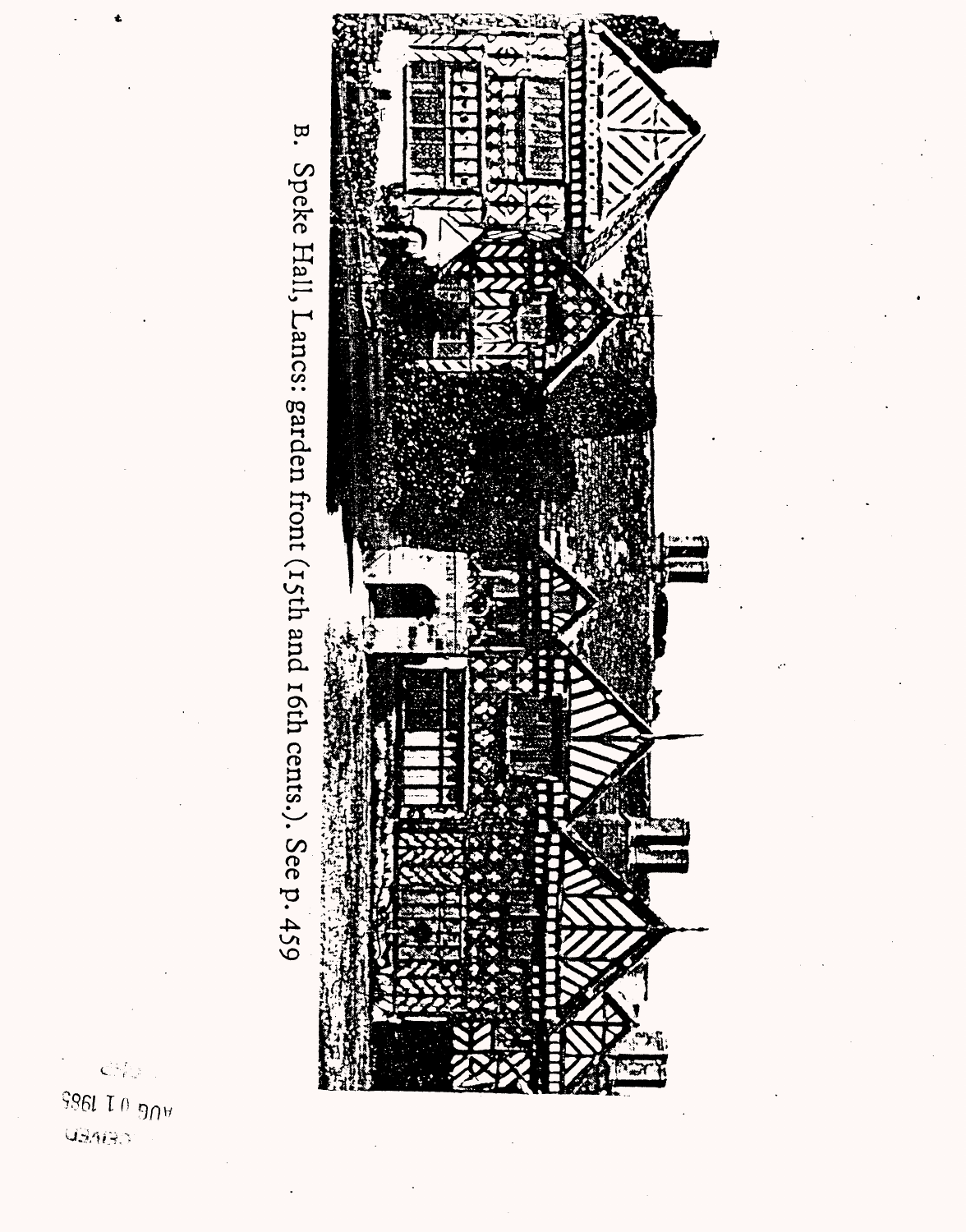B. Speke Hall, Lancs: garden front (15th and 16th cents.). See p. 459